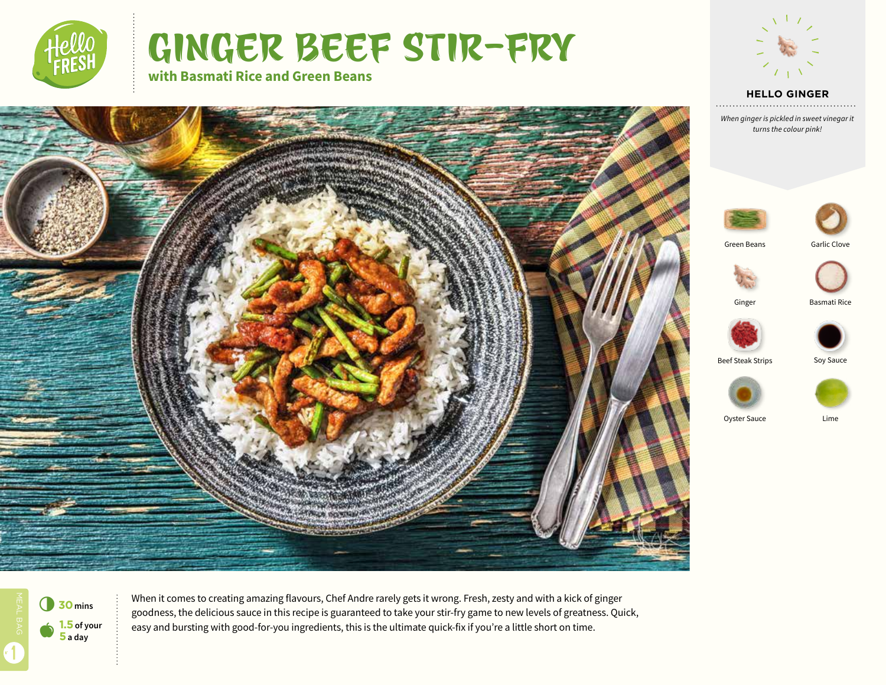# GINGER BEEF STIR-FRY

**with Basmati Rice and Green Beans**

## HELLO GINGER

*When ginger is pickled in sweet vinegar it turns the colour pink!*

- Green Beans
- Garlic Clove
- Ginger
- Basmati Rice
- Beef Steak Strips
- Soy Sauce
- Oyster Sauce
- Lime

**30** mins

**1.5** of your **5** a day

MEAL BAG 1

When it comes to creating amazing flavours, Chef Andre rarely gets it wrong. Fresh, zesty and with a kick of ginger goodness, the delicious sauce in this recipe is guaranteed to take your stir-fry game to new levels of greatness. Quick, easy and bursting with good-for-you ingredients, this is the ultimate quick-fix if you're a little short on time.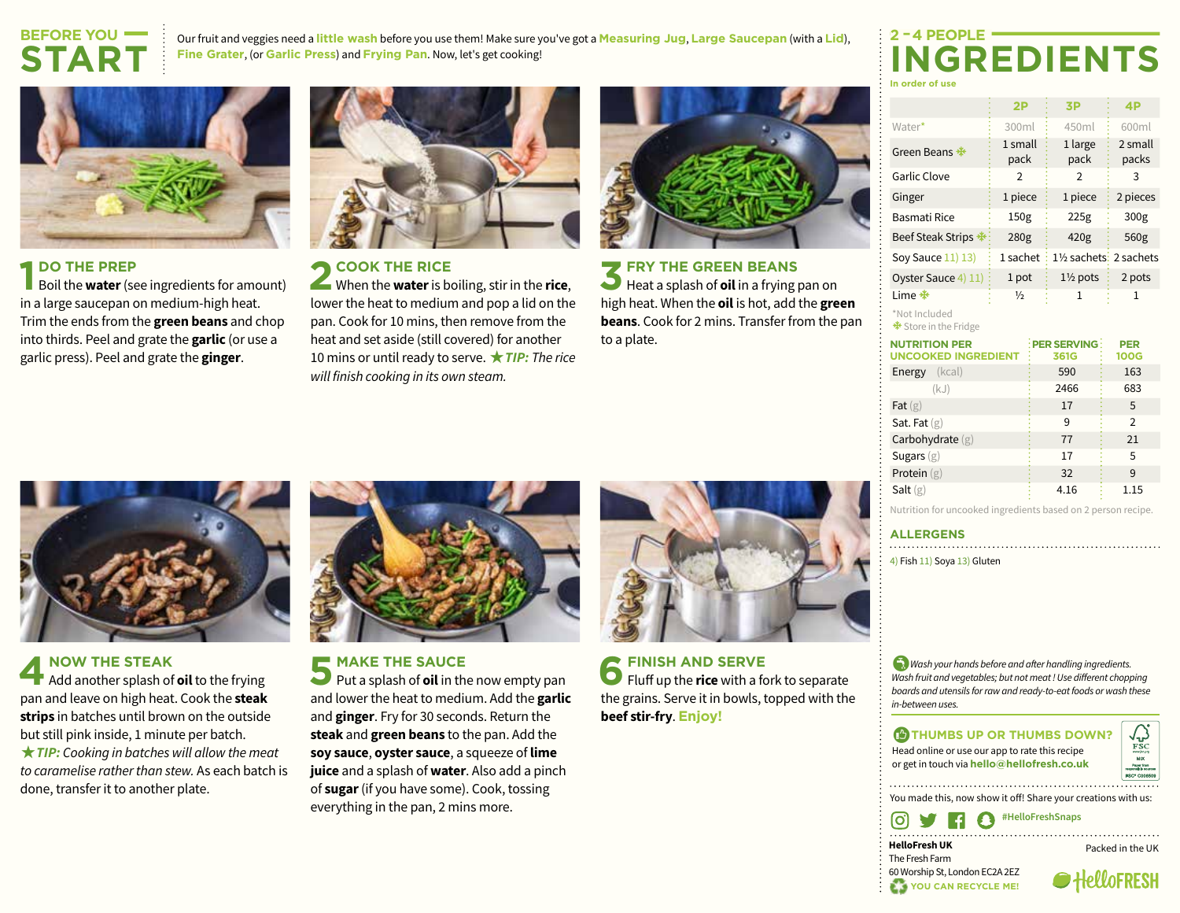## BEFORE YOU START

Our fruit and veggies need a **little wash** before you use them! Make sure you've got a **Measuring Jug**, **Large Saucepan** (with a **Lid**), **Fine Grater**, (or **Garlic Press**) and **Frying Pan**. Now, let's get cooking!

### 1 DO THE PREP

Boil the **water** (see ingredients for amount) in a large saucepan on medium-high heat. Trim the ends from the **green beans** and chop into thirds. Peel and grate the **garlic** (or use a garlic press). Peel and grate the **ginger**.

### 2 COOK THE RICE

When the **water** is boiling, stir in the **rice**, lower the heat to medium and pop a lid on the pan. Cook for 10 mins, then remove from the heat and set aside (still covered) for another 10 mins or until ready to serve. ★ ***TIP:*** *The rice will finish cooking in its own steam.*

### 3 FRY THE GREEN BEANS

Heat a splash of **oil** in a frying pan on high heat. When the **oil** is hot, add the **green beans**. Cook for 2 mins. Transfer from the pan to a plate.

### 4 NOW THE STEAK

Add another splash of **oil** to the frying pan and leave on high heat. Cook the **steak strips** in batches until brown on the outside but still pink inside, 1 minute per batch. ★ ***TIP:*** *Cooking in batches will allow the meat to caramelise rather than stew.* As each batch is done, transfer it to another plate.

### 5 MAKE THE SAUCE

Put a splash of **oil** in the now empty pan and lower the heat to medium. Add the **garlic** and **ginger**. Fry for 30 seconds. Return the **steak** and **green beans** to the pan. Add the **soy sauce**, **oyster sauce**, a squeeze of **lime juice** and a splash of **water**. Also add a pinch of **sugar** (if you have some). Cook, tossing everything in the pan, 2 mins more.

### 6 FINISH AND SERVE

Fluff up the **rice** with a fork to separate the grains. Serve it in bowls, topped with the **beef stir-fry**. **Enjoy!**

## 2-4 PEOPLE INGREDIENTS

In order of use

| | 2P | 3P | 4P |
|---|---|---|---|
| Water* | 300ml | 450ml | 600ml |
| Green Beans ❄ | 1 small pack | 1 large pack | 2 small packs |
| Garlic Clove | 2 | 2 | 3 |
| Ginger | 1 piece | 1 piece | 2 pieces |
| Basmati Rice | 150g | 225g | 300g |
| Beef Steak Strips ❄ | 280g | 420g | 560g |
| Soy Sauce 11) 13) | 1 sachet | 1½ sachets | 2 sachets |
| Oyster Sauce 4) 11) | 1 pot | 1½ pots | 2 pots |
| Lime ❄ | ½ | 1 | 1 |

*Not Included
❄ Store in the Fridge

| NUTRITION PER UNCOOKED INGREDIENT | PER SERVING 361G | PER 100G |
|---|---|---|
| Energy (kcal) | 590 | 163 |
| (kJ) | 2466 | 683 |
| Fat (g) | 17 | 5 |
| Sat. Fat (g) | 9 | 2 |
| Carbohydrate (g) | 77 | 21 |
| Sugars (g) | 17 | 5 |
| Protein (g) | 32 | 9 |
| Salt (g) | 4.16 | 1.15 |

Nutrition for uncooked ingredients based on 2 person recipe.

### ALLERGENS

4) Fish 11) Soya 13) Gluten

*Wash your hands before and after handling ingredients. Wash fruit and vegetables; but not meat! Use different chopping boards and utensils for raw and ready-to-eat foods or wash these in-between uses.*

### THUMBS UP OR THUMBS DOWN?

Head online or use our app to rate this recipe or get in touch via **hello@hellofresh.co.uk**

You made this, now show it off! Share your creations with us: #HelloFreshSnaps

**HelloFresh UK**
The Fresh Farm
60 Worship St, London EC2A 2EZ

Packed in the UK

YOU CAN RECYCLE ME!